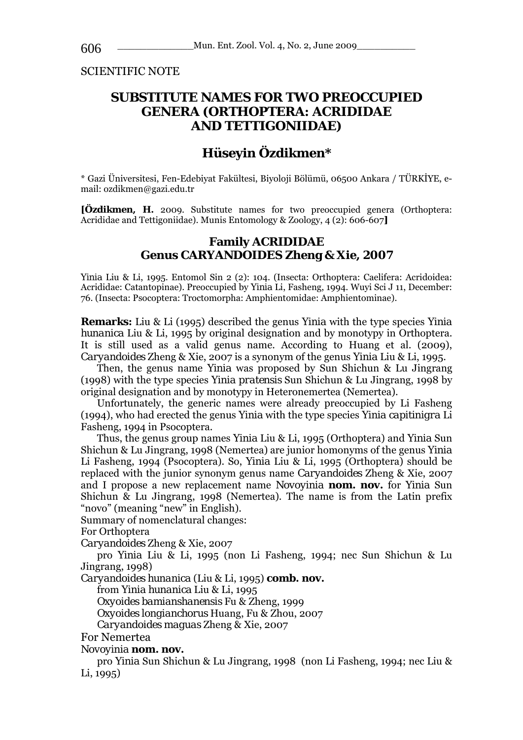SCIENTIFIC NOTE

# SUBSTITUTE NAMES FOR TWO PREOCCUPIED GENERA (ORTHOPTERA: ACRIDIDAE AND TETTIGONIIDAE)

## Hüseyin Özdikmen*

* Gazi Üniversitesi, Fen-Edebiyat Fakültesi, Biyoloji Bölümü, 06500 Ankara / TÜRKİYE, e-mail: ozdikmen@gazi.edu.tr

**[Özdikmen, H.** 2009. Substitute names for two preoccupied genera (Orthoptera: Acrididae and Tettigoniidae). Munis Entomology & Zoology, 4 (2): 606-607**]**

### Family ACRIDIDAE
### Genus CARYANDOIDES Zheng & Xie, 2007

*Yinia* Liu & Li, 1995. Entomol Sin 2 (2): 104. (Insecta: Orthoptera: Caelifera: Acridoidea: Acrididae: Catantopinae). Preoccupied by *Yinia* Li, Fasheng, 1994. Wuyi Sci J 11, December: 76. (Insecta: Psocoptera: Troctomorpha: Amphientomidae: Amphientominae).

**Remarks:** Liu & Li (1995) described the genus *Yinia* with the type species *Yinia hunanica* Liu & Li, 1995 by original designation and by monotypy in Orthoptera. It is still used as a valid genus name. According to Huang et al. (2009), *Caryandoides* Zheng & Xie, 2007 is a synonym of the genus *Yinia* Liu & Li, 1995.

Then, the genus name *Yinia* was proposed by Sun Shichun & Lu Jingrang (1998) with the type species *Yinia pratensis* Sun Shichun & Lu Jingrang, 1998 by original designation and by monotypy in Heteronemertea (Nemertea).

Unfortunately, the generic names were already preoccupied by Li Fasheng (1994), who had erected the genus *Yinia* with the type species *Yinia capitinigra* Li Fasheng, 1994 in Psocoptera.

Thus, the genus group names *Yinia* Liu & Li, 1995 (Orthoptera) and *Yinia* Sun Shichun & Lu Jingrang, 1998 (Nemertea) are junior homonyms of the genus *Yinia* Li Fasheng, 1994 (Psocoptera). So, *Yinia* Liu & Li, 1995 (Orthoptera) should be replaced with the junior synonym genus name *Caryandoides* Zheng & Xie, 2007 and I propose a new replacement name *Novoyinia* **nom. nov.** for *Yinia* Sun Shichun & Lu Jingrang, 1998 (Nemertea). The name is from the Latin prefix "novo" (meaning "new" in English).

Summary of nomenclatural changes:

For Orthoptera

*Caryandoides* Zheng & Xie, 2007

pro *Yinia* Liu & Li, 1995 (non Li Fasheng, 1994; nec Sun Shichun & Lu Jingrang, 1998)

*Caryandoides hunanica* (Liu & Li, 1995) **comb. nov.**

from *Yinia hunanica* Liu & Li, 1995

*Oxyoides bamianshanensis* Fu & Zheng, 1999

*Oxyoides longianchorus* Huang, Fu & Zhou, 2007

*Caryandoides maguas* Zheng & Xie, 2007

For Nemertea

*Novoyinia* **nom. nov.**

pro *Yinia* Sun Shichun & Lu Jingrang, 1998 (non Li Fasheng, 1994; nec Liu & Li, 1995)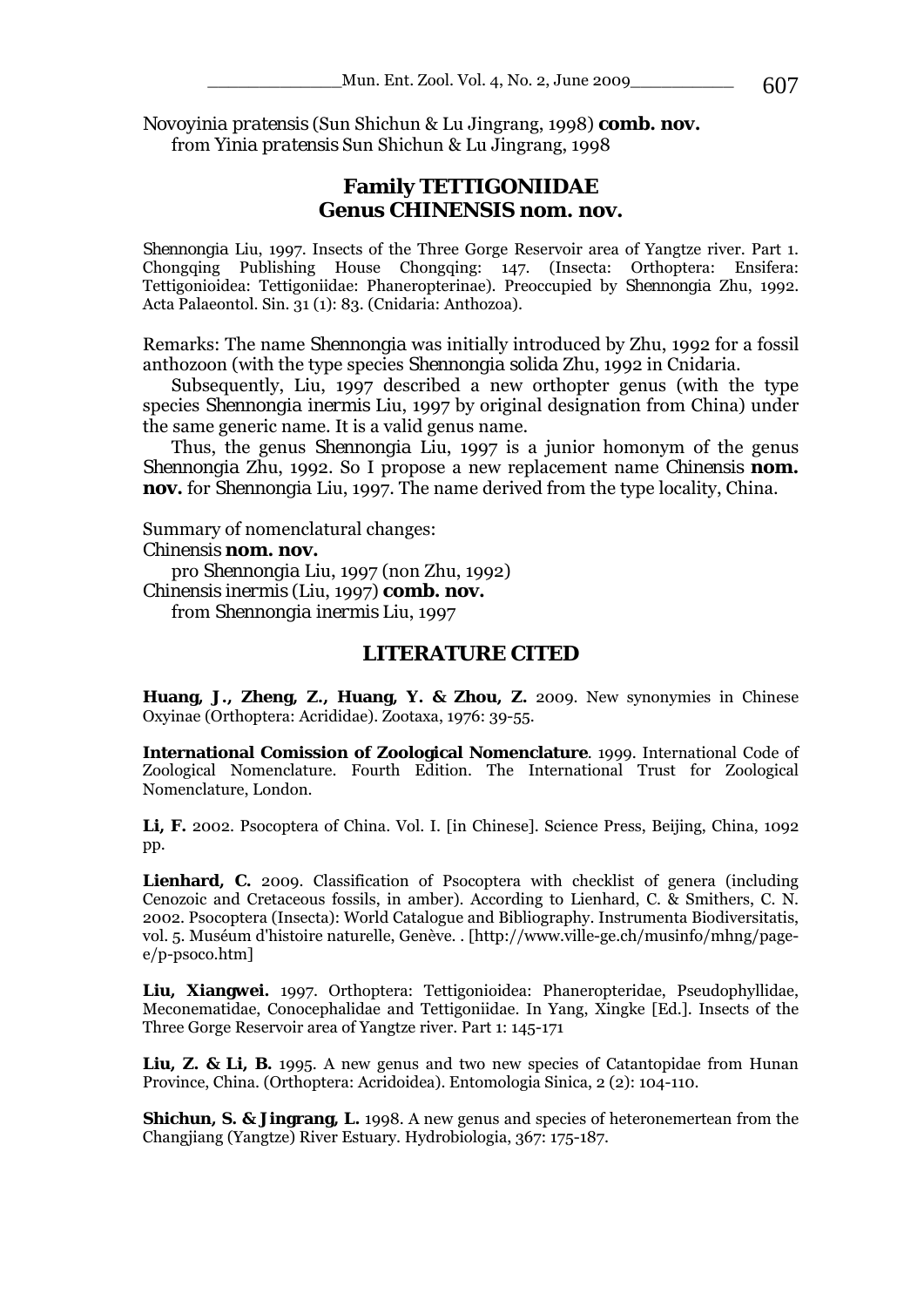*Novoyinia pratensis* (Sun Shichun & Lu Jingrang, 1998) **comb. nov.**
 from *Yinia pratensis* Sun Shichun & Lu Jingrang, 1998

## Family TETTIGONIIDAE
## Genus CHINENSIS nom. nov.

*Shennongia* Liu, 1997. Insects of the Three Gorge Reservoir area of Yangtze river. Part 1. Chongqing Publishing House Chongqing: 147. (Insecta: Orthoptera: Ensifera: Tettigonioidea: Tettigoniidae: Phaneropterinae). Preoccupied by *Shennongia* Zhu, 1992. Acta Palaeontol. Sin. 31 (1): 83. (Cnidaria: Anthozoa).

Remarks: The name *Shennongia* was initially introduced by Zhu, 1992 for a fossil anthozoon (with the type species *Shennongia solida* Zhu, 1992 in Cnidaria.

Subsequently, Liu, 1997 described a new orthopter genus (with the type species *Shennongia inermis* Liu, 1997 by original designation from China) under the same generic name. It is a valid genus name.

Thus, the genus *Shennongia* Liu, 1997 is a junior homonym of the genus *Shennongia* Zhu, 1992. So I propose a new replacement name *Chinensis* **nom. nov.** for *Shennongia* Liu, 1997. The name derived from the type locality, China.

Summary of nomenclatural changes:
*Chinensis* **nom. nov.**
 pro *Shennongia* Liu, 1997 (non Zhu, 1992)
*Chinensis inermis* (Liu, 1997) **comb. nov.**
 from *Shennongia inermis* Liu, 1997

## LITERATURE CITED

**Huang, J., Zheng, Z., Huang, Y. & Zhou, Z.** 2009. New synonymies in Chinese Oxyinae (Orthoptera: Acrididae). Zootaxa, 1976: 39-55.

**International Comission of Zoological Nomenclature**. 1999. International Code of Zoological Nomenclature. Fourth Edition. The International Trust for Zoological Nomenclature, London.

**Li, F.** 2002. Psocoptera of China. Vol. I. [in Chinese]. Science Press, Beijing, China, 1092 pp.

**Lienhard, C.** 2009. Classification of Psocoptera with checklist of genera (including Cenozoic and Cretaceous fossils, in amber). According to Lienhard, C. & Smithers, C. N. 2002. Psocoptera (Insecta): World Catalogue and Bibliography. Instrumenta Biodiversitatis, vol. 5. Muséum d'histoire naturelle, Genève. . [http://www.ville-ge.ch/musinfo/mhng/page-e/p-psoco.htm]

**Liu, Xiangwei.** 1997. Orthoptera: Tettigonioidea: Phaneropteridae, Pseudophyllidae, Meconematidae, Conocephalidae and Tettigoniidae. In Yang, Xingke [Ed.]. Insects of the Three Gorge Reservoir area of Yangtze river. Part 1: 145-171

**Liu, Z. & Li, B.** 1995. A new genus and two new species of Catantopidae from Hunan Province, China. (Orthoptera: Acridoidea). Entomologia Sinica, 2 (2): 104-110.

**Shichun, S. & Jingrang, L.** 1998. A new genus and species of heteronemertean from the Changjiang (Yangtze) River Estuary. Hydrobiologia, 367: 175-187.